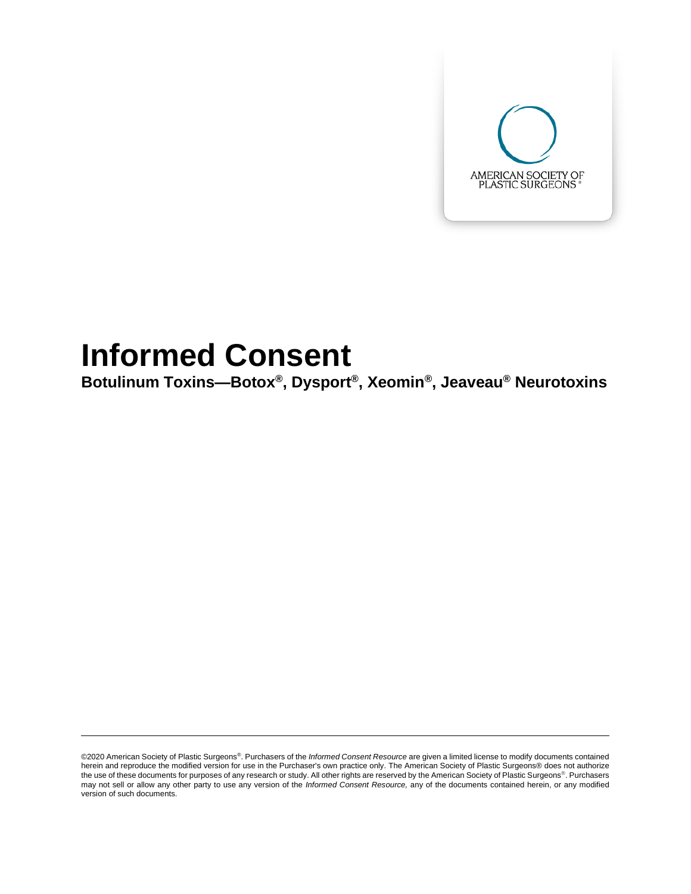AMERICAN SOCIETY OF PLASTIC SURGEONS®

# Informed Consent

**Botulinum Toxins—Botox®, Dysport®, Xeomin®, Jeaveau® Neurotoxins**

©2020 American Society of Plastic Surgeons®. Purchasers of the *Informed Consent Resource* are given a limited license to modify documents contained herein and reproduce the modified version for use in the Purchaser's own practice only. The American Society of Plastic Surgeons® does not authorize the use of these documents for purposes of any research or study. All other rights are reserved by the American Society of Plastic Surgeons®. Purchasers may not sell or allow any other party to use any version of the *Informed Consent Resource,* any of the documents contained herein, or any modified version of such documents.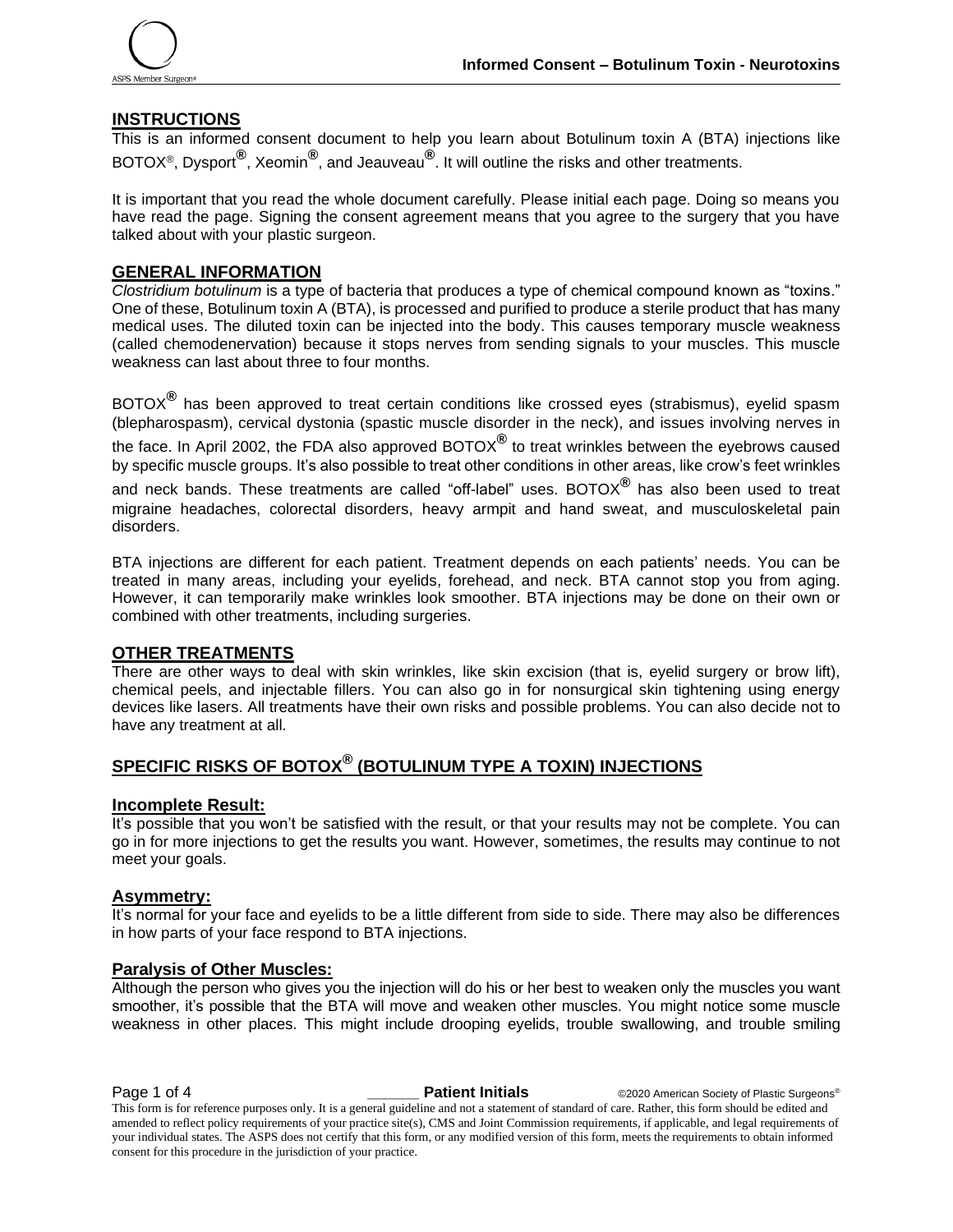## INSTRUCTIONS

This is an informed consent document to help you learn about Botulinum toxin A (BTA) injections like BOTOX®, Dysport®, Xeomin®, and Jeauveau®. It will outline the risks and other treatments.

It is important that you read the whole document carefully. Please initial each page. Doing so means you have read the page. Signing the consent agreement means that you agree to the surgery that you have talked about with your plastic surgeon.

## GENERAL INFORMATION

*Clostridium botulinum* is a type of bacteria that produces a type of chemical compound known as "toxins." One of these, Botulinum toxin A (BTA), is processed and purified to produce a sterile product that has many medical uses. The diluted toxin can be injected into the body. This causes temporary muscle weakness (called chemodenervation) because it stops nerves from sending signals to your muscles. This muscle weakness can last about three to four months.

BOTOX® has been approved to treat certain conditions like crossed eyes (strabismus), eyelid spasm (blepharospasm), cervical dystonia (spastic muscle disorder in the neck), and issues involving nerves in the face. In April 2002, the FDA also approved BOTOX® to treat wrinkles between the eyebrows caused by specific muscle groups. It's also possible to treat other conditions in other areas, like crow's feet wrinkles and neck bands. These treatments are called "off-label" uses. BOTOX® has also been used to treat migraine headaches, colorectal disorders, heavy armpit and hand sweat, and musculoskeletal pain disorders.

BTA injections are different for each patient. Treatment depends on each patients' needs. You can be treated in many areas, including your eyelids, forehead, and neck. BTA cannot stop you from aging. However, it can temporarily make wrinkles look smoother. BTA injections may be done on their own or combined with other treatments, including surgeries.

## OTHER TREATMENTS

There are other ways to deal with skin wrinkles, like skin excision (that is, eyelid surgery or brow lift), chemical peels, and injectable fillers. You can also go in for nonsurgical skin tightening using energy devices like lasers. All treatments have their own risks and possible problems. You can also decide not to have any treatment at all.

## SPECIFIC RISKS OF BOTOX® (BOTULINUM TYPE A TOXIN) INJECTIONS

### Incomplete Result:

It's possible that you won't be satisfied with the result, or that your results may not be complete. You can go in for more injections to get the results you want. However, sometimes, the results may continue to not meet your goals.

### Asymmetry:

It's normal for your face and eyelids to be a little different from side to side. There may also be differences in how parts of your face respond to BTA injections.

### Paralysis of Other Muscles:

Although the person who gives you the injection will do his or her best to weaken only the muscles you want smoother, it's possible that the BTA will move and weaken other muscles. You might notice some muscle weakness in other places. This might include drooping eyelids, trouble swallowing, and trouble smiling

______ **Patient Initials**

This form is for reference purposes only. It is a general guideline and not a statement of standard of care. Rather, this form should be edited and amended to reflect policy requirements of your practice site(s), CMS and Joint Commission requirements, if applicable, and legal requirements of your individual states. The ASPS does not certify that this form, or any modified version of this form, meets the requirements to obtain informed consent for this procedure in the jurisdiction of your practice.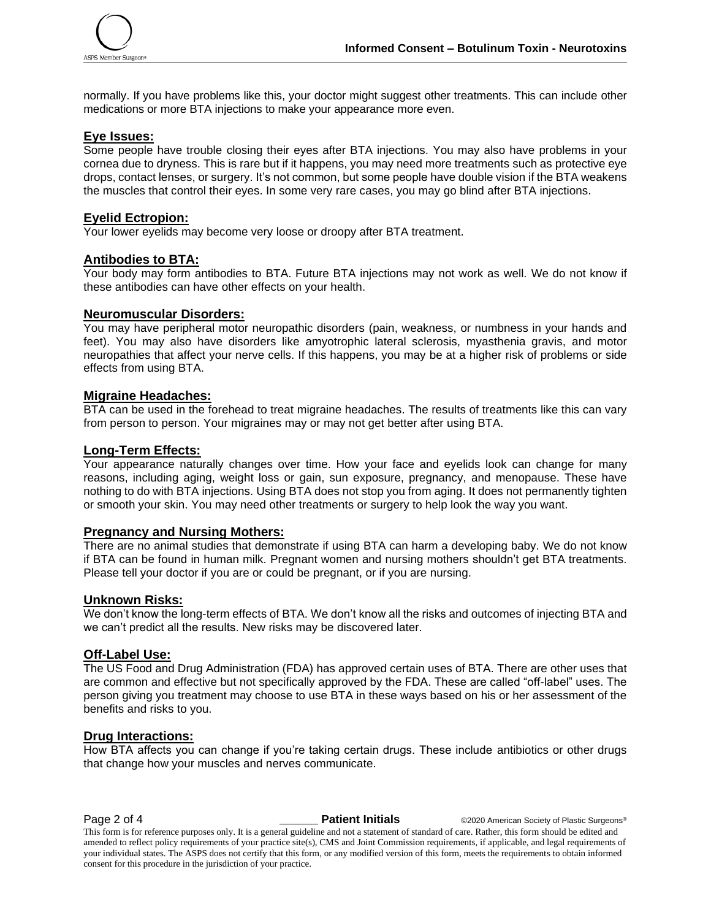normally. If you have problems like this, your doctor might suggest other treatments. This can include other medications or more BTA injections to make your appearance more even.

**Eye Issues:**

Some people have trouble closing their eyes after BTA injections. You may also have problems in your cornea due to dryness. This is rare but if it happens, you may need more treatments such as protective eye drops, contact lenses, or surgery. It's not common, but some people have double vision if the BTA weakens the muscles that control their eyes. In some very rare cases, you may go blind after BTA injections.

**Eyelid Ectropion:**

Your lower eyelids may become very loose or droopy after BTA treatment.

**Antibodies to BTA:**

Your body may form antibodies to BTA. Future BTA injections may not work as well. We do not know if these antibodies can have other effects on your health.

**Neuromuscular Disorders:**

You may have peripheral motor neuropathic disorders (pain, weakness, or numbness in your hands and feet). You may also have disorders like amyotrophic lateral sclerosis, myasthenia gravis, and motor neuropathies that affect your nerve cells. If this happens, you may be at a higher risk of problems or side effects from using BTA.

**Migraine Headaches:**

BTA can be used in the forehead to treat migraine headaches. The results of treatments like this can vary from person to person. Your migraines may or may not get better after using BTA.

**Long-Term Effects:**

Your appearance naturally changes over time. How your face and eyelids look can change for many reasons, including aging, weight loss or gain, sun exposure, pregnancy, and menopause. These have nothing to do with BTA injections. Using BTA does not stop you from aging. It does not permanently tighten or smooth your skin. You may need other treatments or surgery to help look the way you want.

**Pregnancy and Nursing Mothers:**

There are no animal studies that demonstrate if using BTA can harm a developing baby. We do not know if BTA can be found in human milk. Pregnant women and nursing mothers shouldn't get BTA treatments. Please tell your doctor if you are or could be pregnant, or if you are nursing.

**Unknown Risks:**

We don't know the long-term effects of BTA. We don't know all the risks and outcomes of injecting BTA and we can't predict all the results. New risks may be discovered later.

**Off-Label Use:**

The US Food and Drug Administration (FDA) has approved certain uses of BTA. There are other uses that are common and effective but not specifically approved by the FDA. These are called "off-label" uses. The person giving you treatment may choose to use BTA in these ways based on his or her assessment of the benefits and risks to you.

**Drug Interactions:**

How BTA affects you can change if you're taking certain drugs. These include antibiotics or other drugs that change how your muscles and nerves communicate.

______ **Patient Initials**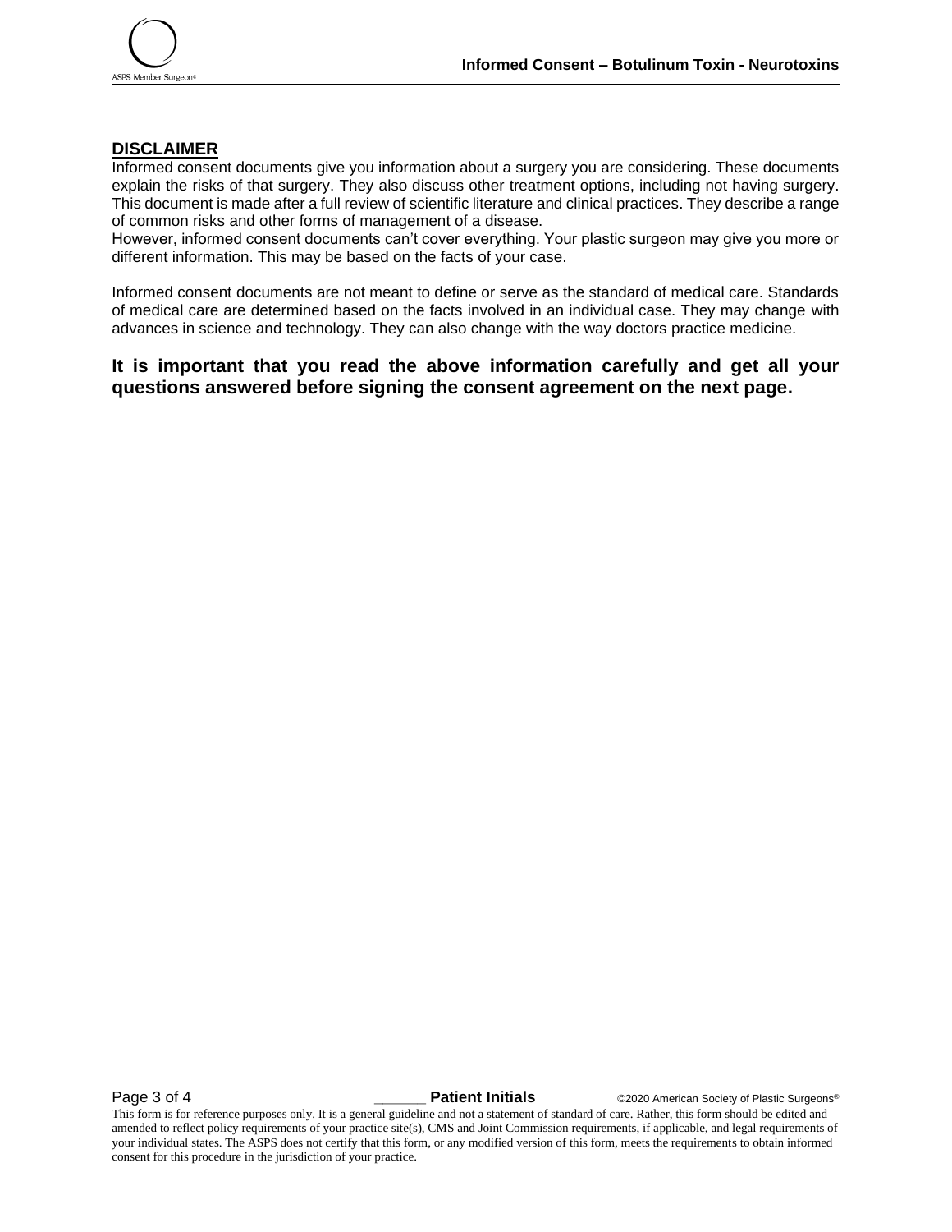## DISCLAIMER

Informed consent documents give you information about a surgery you are considering. These documents explain the risks of that surgery. They also discuss other treatment options, including not having surgery. This document is made after a full review of scientific literature and clinical practices. They describe a range of common risks and other forms of management of a disease.
However, informed consent documents can't cover everything. Your plastic surgeon may give you more or different information. This may be based on the facts of your case.

Informed consent documents are not meant to define or serve as the standard of medical care. Standards of medical care are determined based on the facts involved in an individual case. They may change with advances in science and technology. They can also change with the way doctors practice medicine.

**It is important that you read the above information carefully and get all your questions answered before signing the consent agreement on the next page.**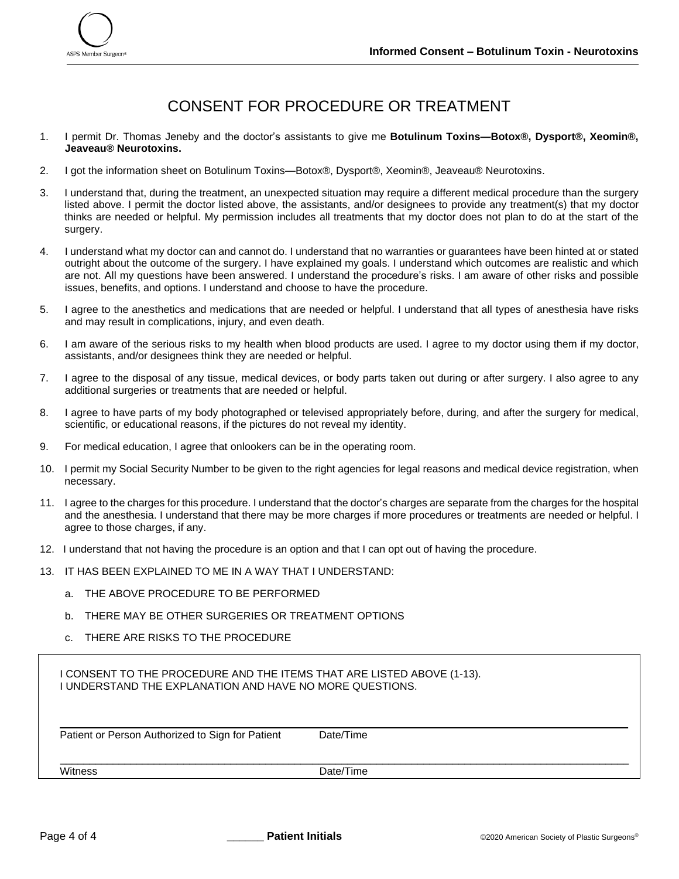# CONSENT FOR PROCEDURE OR TREATMENT

1. I permit Dr. Thomas Jeneby and the doctor's assistants to give me **Botulinum Toxins—Botox®, Dysport®, Xeomin®, Jeaveau® Neurotoxins.**

2. I got the information sheet on Botulinum Toxins—Botox®, Dysport®, Xeomin®, Jeaveau® Neurotoxins.

3. I understand that, during the treatment, an unexpected situation may require a different medical procedure than the surgery listed above. I permit the doctor listed above, the assistants, and/or designees to provide any treatment(s) that my doctor thinks are needed or helpful. My permission includes all treatments that my doctor does not plan to do at the start of the surgery.

4. I understand what my doctor can and cannot do. I understand that no warranties or guarantees have been hinted at or stated outright about the outcome of the surgery. I have explained my goals. I understand which outcomes are realistic and which are not. All my questions have been answered. I understand the procedure's risks. I am aware of other risks and possible issues, benefits, and options. I understand and choose to have the procedure.

5. I agree to the anesthetics and medications that are needed or helpful. I understand that all types of anesthesia have risks and may result in complications, injury, and even death.

6. I am aware of the serious risks to my health when blood products are used. I agree to my doctor using them if my doctor, assistants, and/or designees think they are needed or helpful.

7. I agree to the disposal of any tissue, medical devices, or body parts taken out during or after surgery. I also agree to any additional surgeries or treatments that are needed or helpful.

8. I agree to have parts of my body photographed or televised appropriately before, during, and after the surgery for medical, scientific, or educational reasons, if the pictures do not reveal my identity.

9. For medical education, I agree that onlookers can be in the operating room.

10. I permit my Social Security Number to be given to the right agencies for legal reasons and medical device registration, when necessary.

11. I agree to the charges for this procedure. I understand that the doctor's charges are separate from the charges for the hospital and the anesthesia. I understand that there may be more charges if more procedures or treatments are needed or helpful. I agree to those charges, if any.

12. I understand that not having the procedure is an option and that I can opt out of having the procedure.

13. IT HAS BEEN EXPLAINED TO ME IN A WAY THAT I UNDERSTAND:

    a. THE ABOVE PROCEDURE TO BE PERFORMED

    b. THERE MAY BE OTHER SURGERIES OR TREATMENT OPTIONS

    c. THERE ARE RISKS TO THE PROCEDURE

I CONSENT TO THE PROCEDURE AND THE ITEMS THAT ARE LISTED ABOVE (1-13).
I UNDERSTAND THE EXPLANATION AND HAVE NO MORE QUESTIONS.

___________________________________________________________

Patient or Person Authorized to Sign for Patient        Date/Time

___________________________________________________________

Witness        Date/Time

______ **Patient Initials**